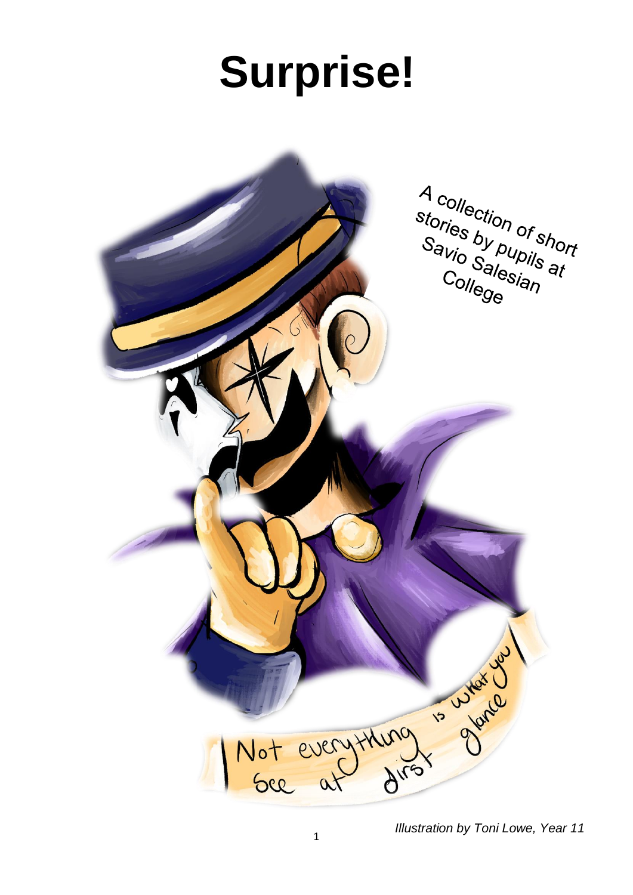# Surprise!

A collection of short stories by pupils at Savio Salesian College

Not everything is what you see at first glance

*Illustration by Toni Lowe, Year 11*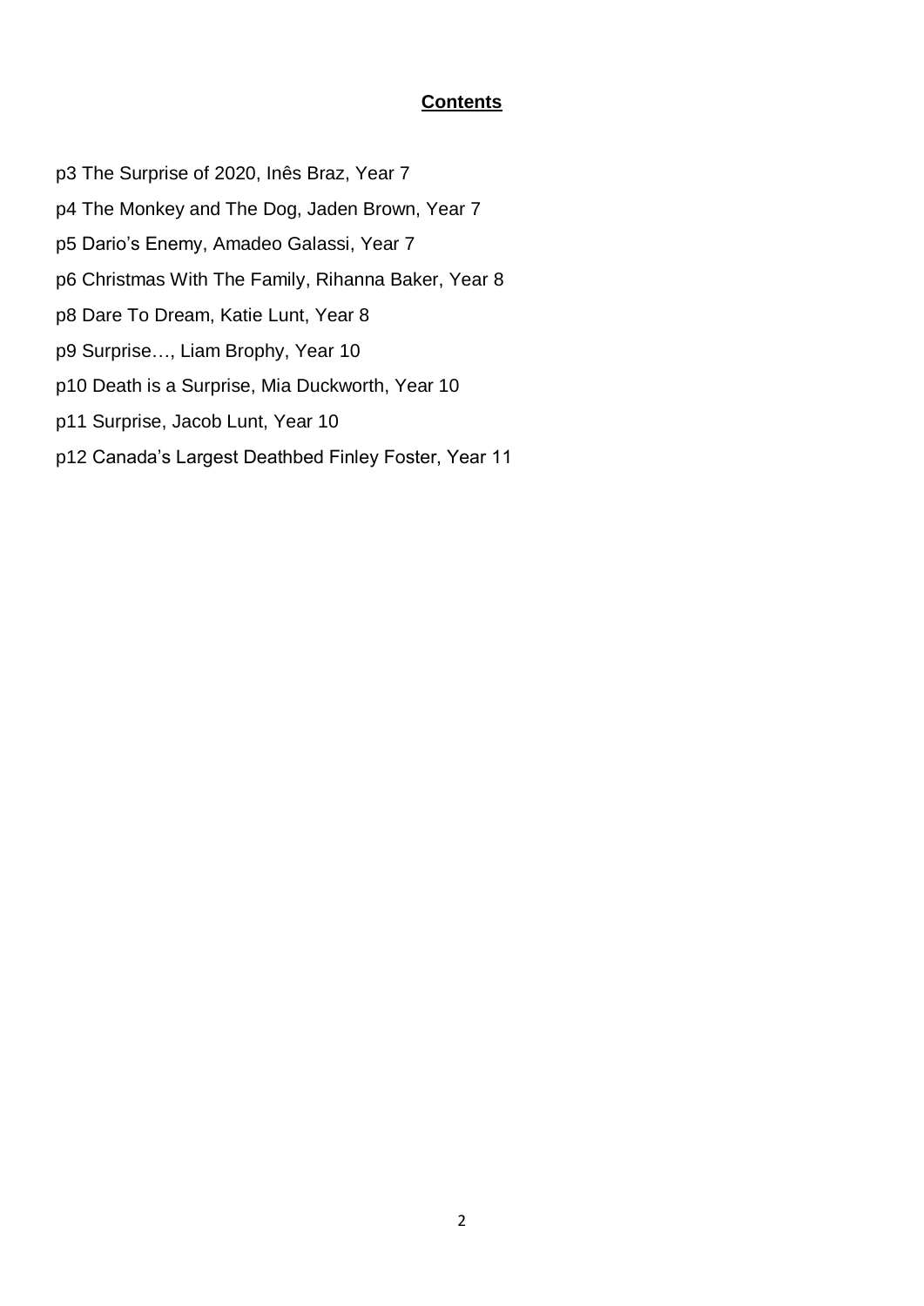## **Contents**

p3 The Surprise of 2020, Inês Braz, Year 7

p4 The Monkey and The Dog, Jaden Brown, Year 7

p5 Dario's Enemy, Amadeo Galassi, Year 7

p6 Christmas With The Family, Rihanna Baker, Year 8

p8 Dare To Dream, Katie Lunt, Year 8

p9 Surprise…, Liam Brophy, Year 10

p10 Death is a Surprise, Mia Duckworth, Year 10

p11 Surprise, Jacob Lunt, Year 10

p12 Canada's Largest Deathbed Finley Foster, Year 11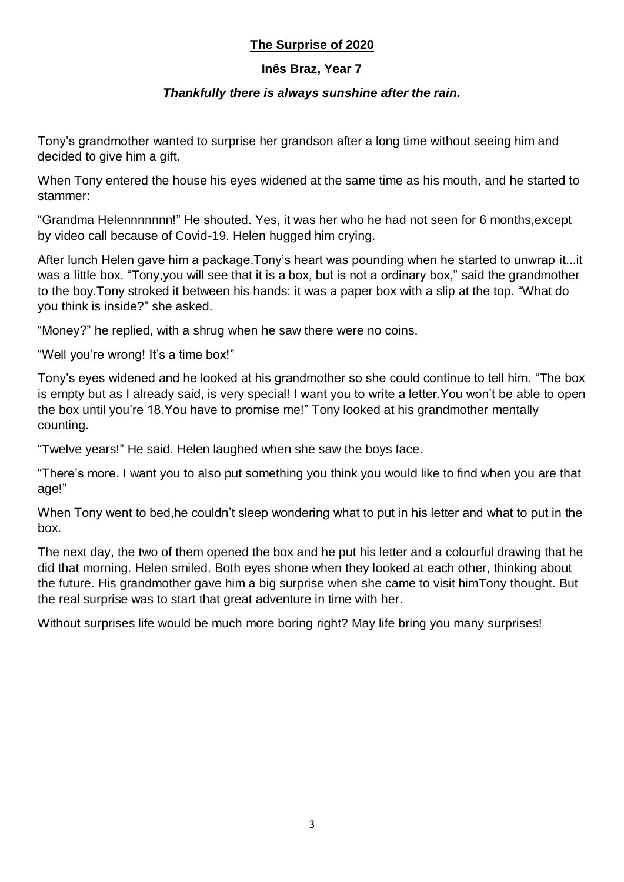## The Surprise of 2020

**Inês Braz, Year 7**

***Thankfully there is always sunshine after the rain.***

Tony's grandmother wanted to surprise her grandson after a long time without seeing him and decided to give him a gift.

When Tony entered the house his eyes widened at the same time as his mouth, and he started to stammer:

"Grandma Helennnnnnn!" He shouted. Yes, it was her who he had not seen for 6 months,except by video call because of Covid-19. Helen hugged him crying.

After lunch Helen gave him a package.Tony's heart was pounding when he started to unwrap it...it was a little box. "Tony,you will see that it is a box, but is not a ordinary box," said the grandmother to the boy.Tony stroked it between his hands: it was a paper box with a slip at the top. "What do you think is inside?" she asked.

"Money?" he replied, with a shrug when he saw there were no coins.

"Well you're wrong! It's a time box!"

Tony's eyes widened and he looked at his grandmother so she could continue to tell him. "The box is empty but as I already said, is very special! I want you to write a letter.You won't be able to open the box until you're 18.You have to promise me!" Tony looked at his grandmother mentally counting.

"Twelve years!" He said. Helen laughed when she saw the boys face.

"There's more. I want you to also put something you think you would like to find when you are that age!"

When Tony went to bed,he couldn't sleep wondering what to put in his letter and what to put in the box.

The next day, the two of them opened the box and he put his letter and a colourful drawing that he did that morning. Helen smiled. Both eyes shone when they looked at each other, thinking about the future. His grandmother gave him a big surprise when she came to visit himTony thought. But the real surprise was to start that great adventure in time with her.

Without surprises life would be much more boring right? May life bring you many surprises!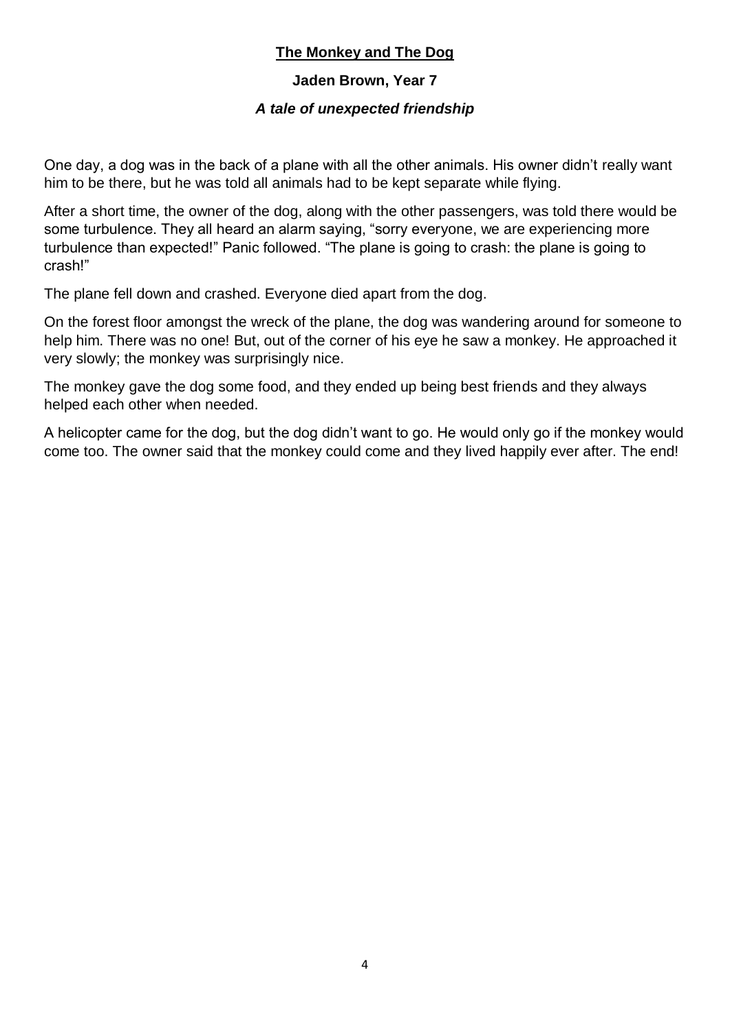## The Monkey and The Dog

**Jaden Brown, Year 7**

***A tale of unexpected friendship***

One day, a dog was in the back of a plane with all the other animals. His owner didn't really want him to be there, but he was told all animals had to be kept separate while flying.

After a short time, the owner of the dog, along with the other passengers, was told there would be some turbulence. They all heard an alarm saying, "sorry everyone, we are experiencing more turbulence than expected!" Panic followed. "The plane is going to crash: the plane is going to crash!"

The plane fell down and crashed. Everyone died apart from the dog.

On the forest floor amongst the wreck of the plane, the dog was wandering around for someone to help him. There was no one! But, out of the corner of his eye he saw a monkey. He approached it very slowly; the monkey was surprisingly nice.

The monkey gave the dog some food, and they ended up being best friends and they always helped each other when needed.

A helicopter came for the dog, but the dog didn't want to go. He would only go if the monkey would come too. The owner said that the monkey could come and they lived happily ever after. The end!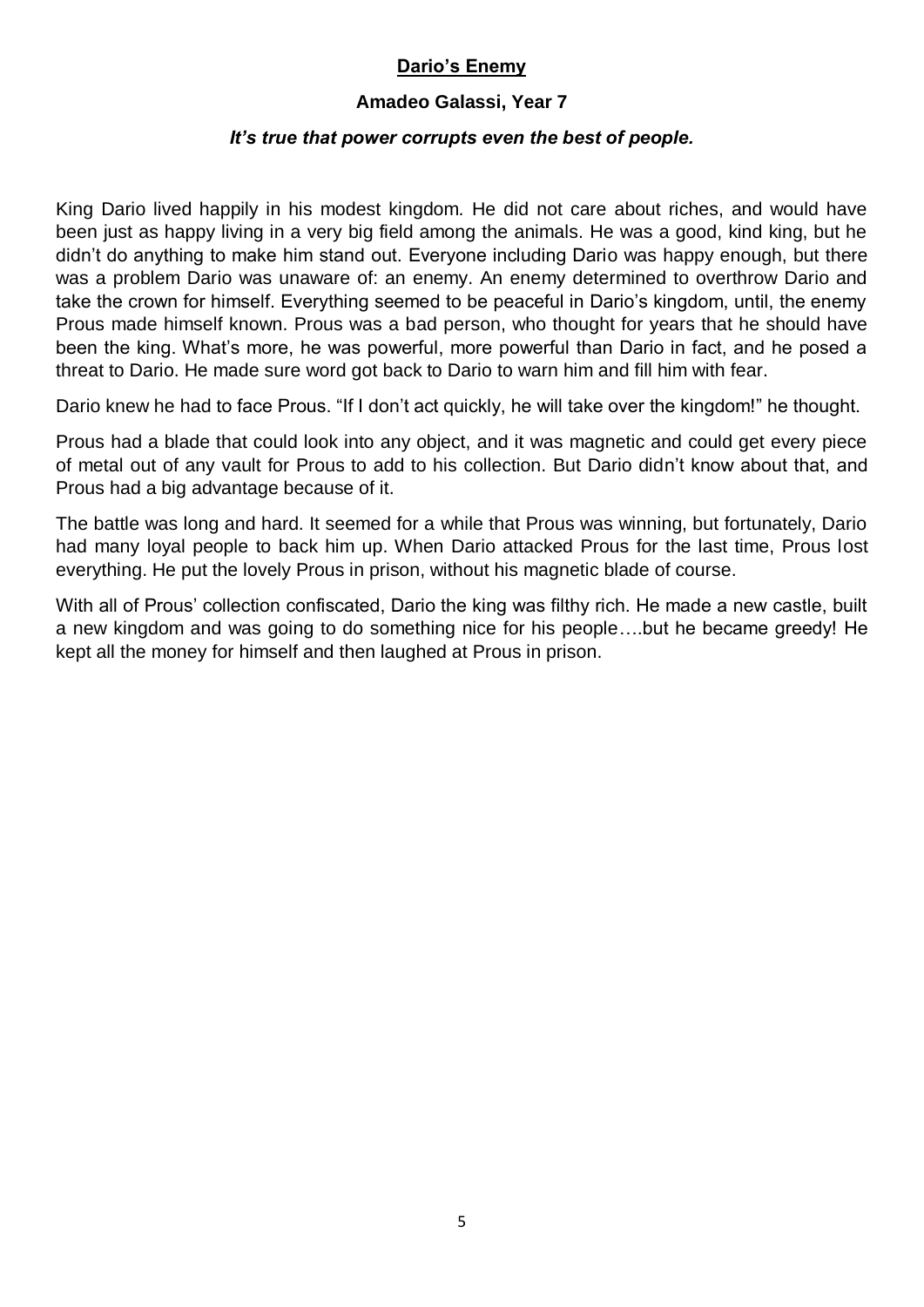## Dario's Enemy

**Amadeo Galassi, Year 7**

***It's true that power corrupts even the best of people.***

King Dario lived happily in his modest kingdom. He did not care about riches, and would have been just as happy living in a very big field among the animals. He was a good, kind king, but he didn't do anything to make him stand out. Everyone including Dario was happy enough, but there was a problem Dario was unaware of: an enemy. An enemy determined to overthrow Dario and take the crown for himself. Everything seemed to be peaceful in Dario's kingdom, until, the enemy Prous made himself known. Prous was a bad person, who thought for years that he should have been the king. What's more, he was powerful, more powerful than Dario in fact, and he posed a threat to Dario. He made sure word got back to Dario to warn him and fill him with fear.

Dario knew he had to face Prous. "If I don't act quickly, he will take over the kingdom!" he thought.

Prous had a blade that could look into any object, and it was magnetic and could get every piece of metal out of any vault for Prous to add to his collection. But Dario didn't know about that, and Prous had a big advantage because of it.

The battle was long and hard. It seemed for a while that Prous was winning, but fortunately, Dario had many loyal people to back him up. When Dario attacked Prous for the last time, Prous lost everything. He put the lovely Prous in prison, without his magnetic blade of course.

With all of Prous' collection confiscated, Dario the king was filthy rich. He made a new castle, built a new kingdom and was going to do something nice for his people….but he became greedy! He kept all the money for himself and then laughed at Prous in prison.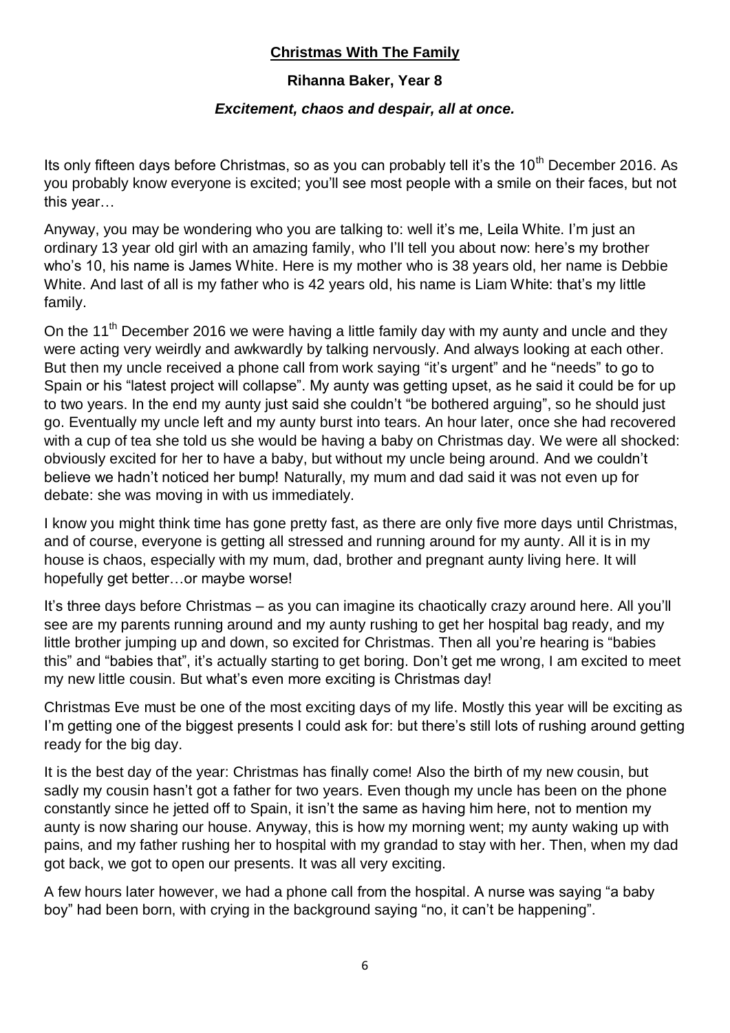## Christmas With The Family

**Rihanna Baker, Year 8**

***Excitement, chaos and despair, all at once.***

Its only fifteen days before Christmas, so as you can probably tell it's the 10th December 2016. As you probably know everyone is excited; you'll see most people with a smile on their faces, but not this year…

Anyway, you may be wondering who you are talking to: well it's me, Leila White. I'm just an ordinary 13 year old girl with an amazing family, who I'll tell you about now: here's my brother who's 10, his name is James White. Here is my mother who is 38 years old, her name is Debbie White. And last of all is my father who is 42 years old, his name is Liam White: that's my little family.

On the 11th December 2016 we were having a little family day with my aunty and uncle and they were acting very weirdly and awkwardly by talking nervously. And always looking at each other. But then my uncle received a phone call from work saying "it's urgent" and he "needs" to go to Spain or his "latest project will collapse". My aunty was getting upset, as he said it could be for up to two years. In the end my aunty just said she couldn't "be bothered arguing", so he should just go. Eventually my uncle left and my aunty burst into tears. An hour later, once she had recovered with a cup of tea she told us she would be having a baby on Christmas day. We were all shocked: obviously excited for her to have a baby, but without my uncle being around. And we couldn't believe we hadn't noticed her bump! Naturally, my mum and dad said it was not even up for debate: she was moving in with us immediately.

I know you might think time has gone pretty fast, as there are only five more days until Christmas, and of course, everyone is getting all stressed and running around for my aunty. All it is in my house is chaos, especially with my mum, dad, brother and pregnant aunty living here. It will hopefully get better…or maybe worse!

It's three days before Christmas – as you can imagine its chaotically crazy around here. All you'll see are my parents running around and my aunty rushing to get her hospital bag ready, and my little brother jumping up and down, so excited for Christmas. Then all you're hearing is "babies this" and "babies that", it's actually starting to get boring. Don't get me wrong, I am excited to meet my new little cousin. But what's even more exciting is Christmas day!

Christmas Eve must be one of the most exciting days of my life. Mostly this year will be exciting as I'm getting one of the biggest presents I could ask for: but there's still lots of rushing around getting ready for the big day.

It is the best day of the year: Christmas has finally come! Also the birth of my new cousin, but sadly my cousin hasn't got a father for two years. Even though my uncle has been on the phone constantly since he jetted off to Spain, it isn't the same as having him here, not to mention my aunty is now sharing our house. Anyway, this is how my morning went; my aunty waking up with pains, and my father rushing her to hospital with my grandad to stay with her. Then, when my dad got back, we got to open our presents. It was all very exciting.

A few hours later however, we had a phone call from the hospital. A nurse was saying "a baby boy" had been born, with crying in the background saying "no, it can't be happening".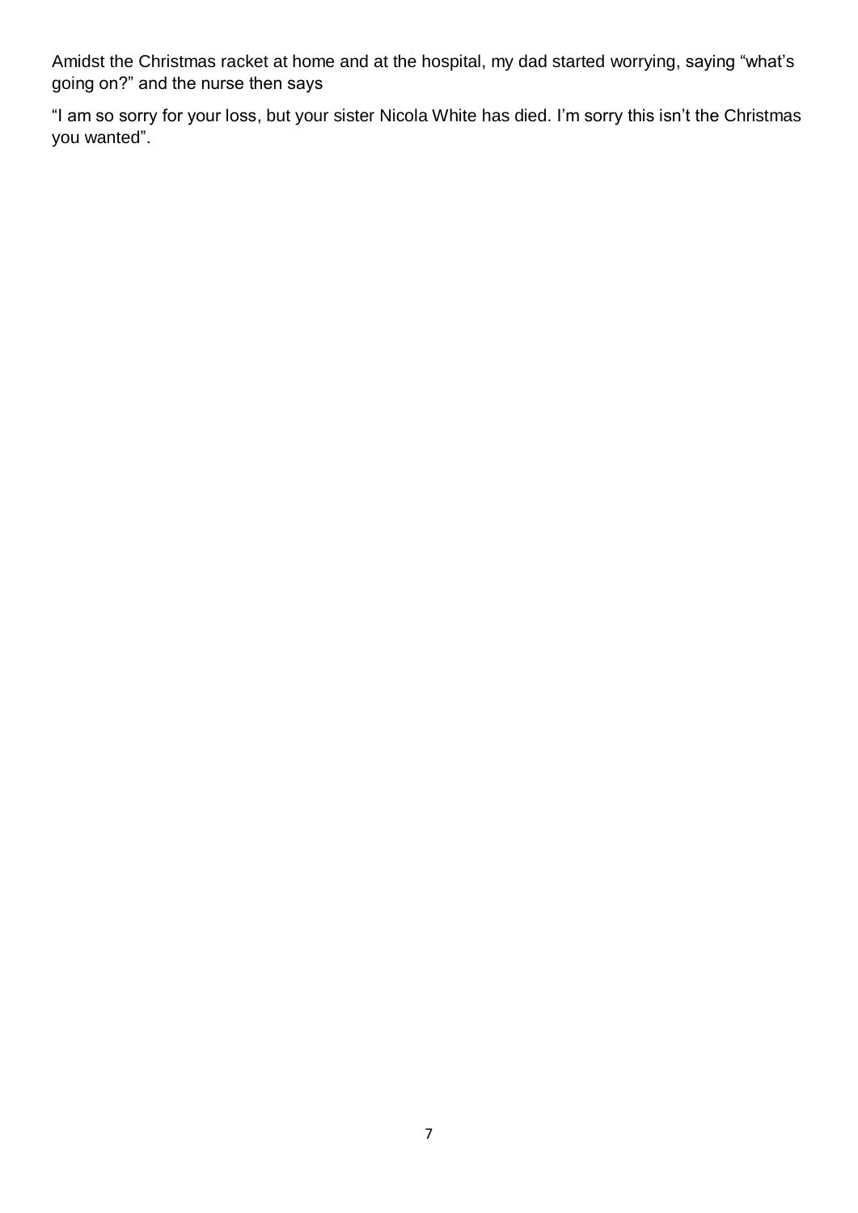Amidst the Christmas racket at home and at the hospital, my dad started worrying, saying "what's going on?" and the nurse then says

"I am so sorry for your loss, but your sister Nicola White has died. I'm sorry this isn't the Christmas you wanted".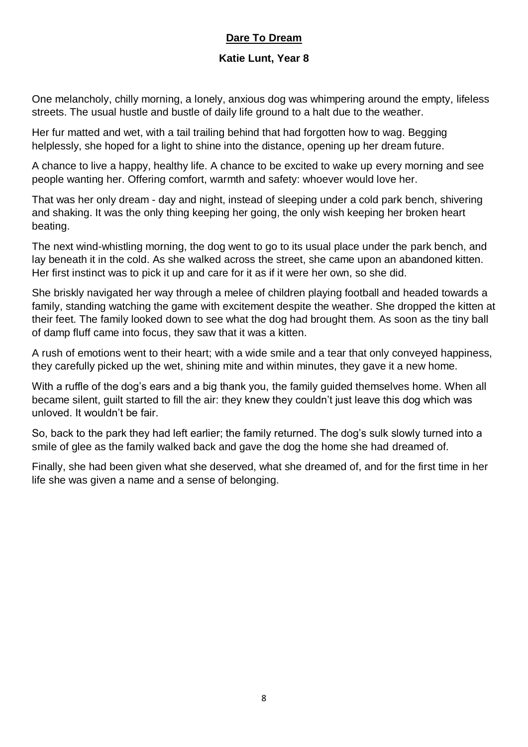## Dare To Dream

**Katie Lunt, Year 8**

One melancholy, chilly morning, a lonely, anxious dog was whimpering around the empty, lifeless streets. The usual hustle and bustle of daily life ground to a halt due to the weather.

Her fur matted and wet, with a tail trailing behind that had forgotten how to wag. Begging helplessly, she hoped for a light to shine into the distance, opening up her dream future.

A chance to live a happy, healthy life. A chance to be excited to wake up every morning and see people wanting her. Offering comfort, warmth and safety: whoever would love her.

That was her only dream - day and night, instead of sleeping under a cold park bench, shivering and shaking. It was the only thing keeping her going, the only wish keeping her broken heart beating.

The next wind-whistling morning, the dog went to go to its usual place under the park bench, and lay beneath it in the cold. As she walked across the street, she came upon an abandoned kitten. Her first instinct was to pick it up and care for it as if it were her own, so she did.

She briskly navigated her way through a melee of children playing football and headed towards a family, standing watching the game with excitement despite the weather. She dropped the kitten at their feet. The family looked down to see what the dog had brought them. As soon as the tiny ball of damp fluff came into focus, they saw that it was a kitten.

A rush of emotions went to their heart; with a wide smile and a tear that only conveyed happiness, they carefully picked up the wet, shining mite and within minutes, they gave it a new home.

With a ruffle of the dog's ears and a big thank you, the family guided themselves home. When all became silent, guilt started to fill the air: they knew they couldn't just leave this dog which was unloved. It wouldn't be fair.

So, back to the park they had left earlier; the family returned. The dog's sulk slowly turned into a smile of glee as the family walked back and gave the dog the home she had dreamed of.

Finally, she had been given what she deserved, what she dreamed of, and for the first time in her life she was given a name and a sense of belonging.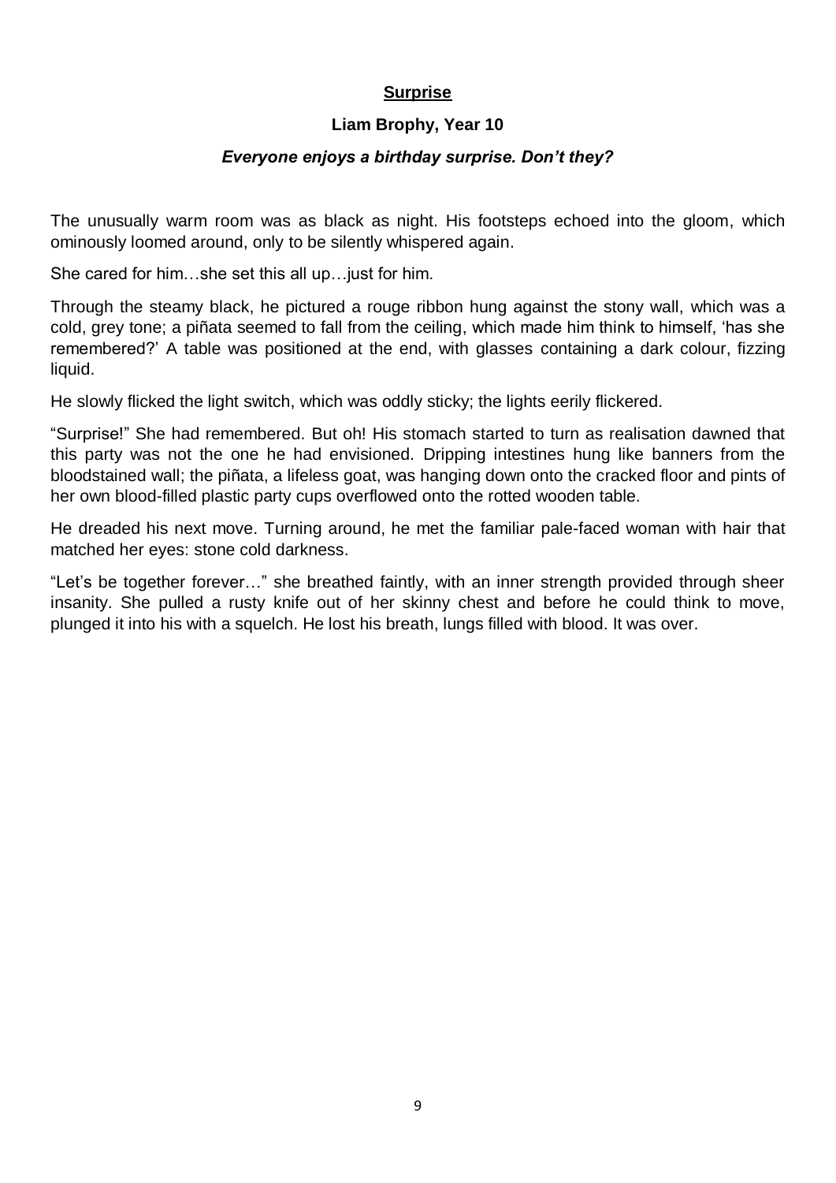## Surprise

**Liam Brophy, Year 10**

***Everyone enjoys a birthday surprise. Don't they?***

The unusually warm room was as black as night. His footsteps echoed into the gloom, which ominously loomed around, only to be silently whispered again.

She cared for him…she set this all up…just for him.

Through the steamy black, he pictured a rouge ribbon hung against the stony wall, which was a cold, grey tone; a piñata seemed to fall from the ceiling, which made him think to himself, 'has she remembered?' A table was positioned at the end, with glasses containing a dark colour, fizzing liquid.

He slowly flicked the light switch, which was oddly sticky; the lights eerily flickered.

"Surprise!" She had remembered. But oh! His stomach started to turn as realisation dawned that this party was not the one he had envisioned. Dripping intestines hung like banners from the bloodstained wall; the piñata, a lifeless goat, was hanging down onto the cracked floor and pints of her own blood-filled plastic party cups overflowed onto the rotted wooden table.

He dreaded his next move. Turning around, he met the familiar pale-faced woman with hair that matched her eyes: stone cold darkness.

"Let's be together forever…" she breathed faintly, with an inner strength provided through sheer insanity. She pulled a rusty knife out of her skinny chest and before he could think to move, plunged it into his with a squelch. He lost his breath, lungs filled with blood. It was over.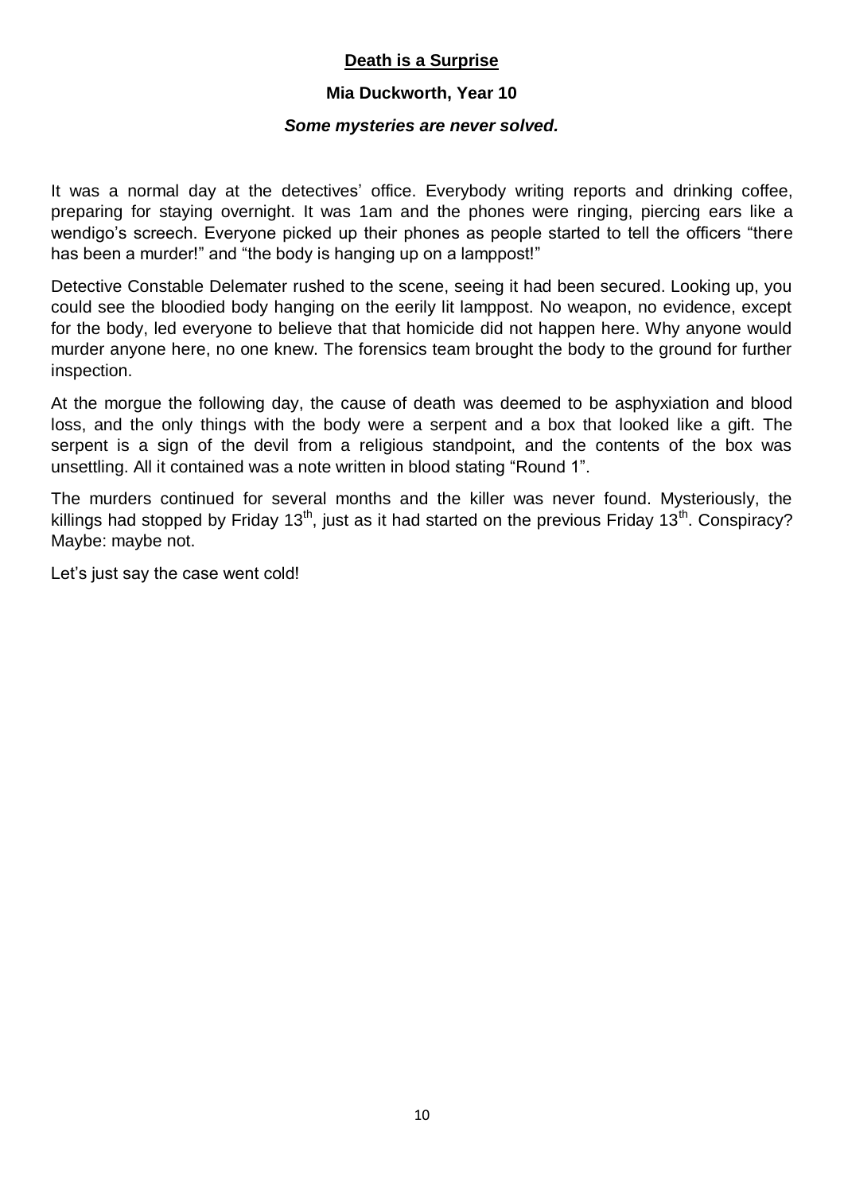## Death is a Surprise

**Mia Duckworth, Year 10**

***Some mysteries are never solved.***

It was a normal day at the detectives' office. Everybody writing reports and drinking coffee, preparing for staying overnight. It was 1am and the phones were ringing, piercing ears like a wendigo's screech. Everyone picked up their phones as people started to tell the officers "there has been a murder!" and "the body is hanging up on a lamppost!"

Detective Constable Delemater rushed to the scene, seeing it had been secured. Looking up, you could see the bloodied body hanging on the eerily lit lamppost. No weapon, no evidence, except for the body, led everyone to believe that that homicide did not happen here. Why anyone would murder anyone here, no one knew. The forensics team brought the body to the ground for further inspection.

At the morgue the following day, the cause of death was deemed to be asphyxiation and blood loss, and the only things with the body were a serpent and a box that looked like a gift. The serpent is a sign of the devil from a religious standpoint, and the contents of the box was unsettling. All it contained was a note written in blood stating "Round 1".

The murders continued for several months and the killer was never found. Mysteriously, the killings had stopped by Friday 13th, just as it had started on the previous Friday 13th. Conspiracy? Maybe: maybe not.

Let's just say the case went cold!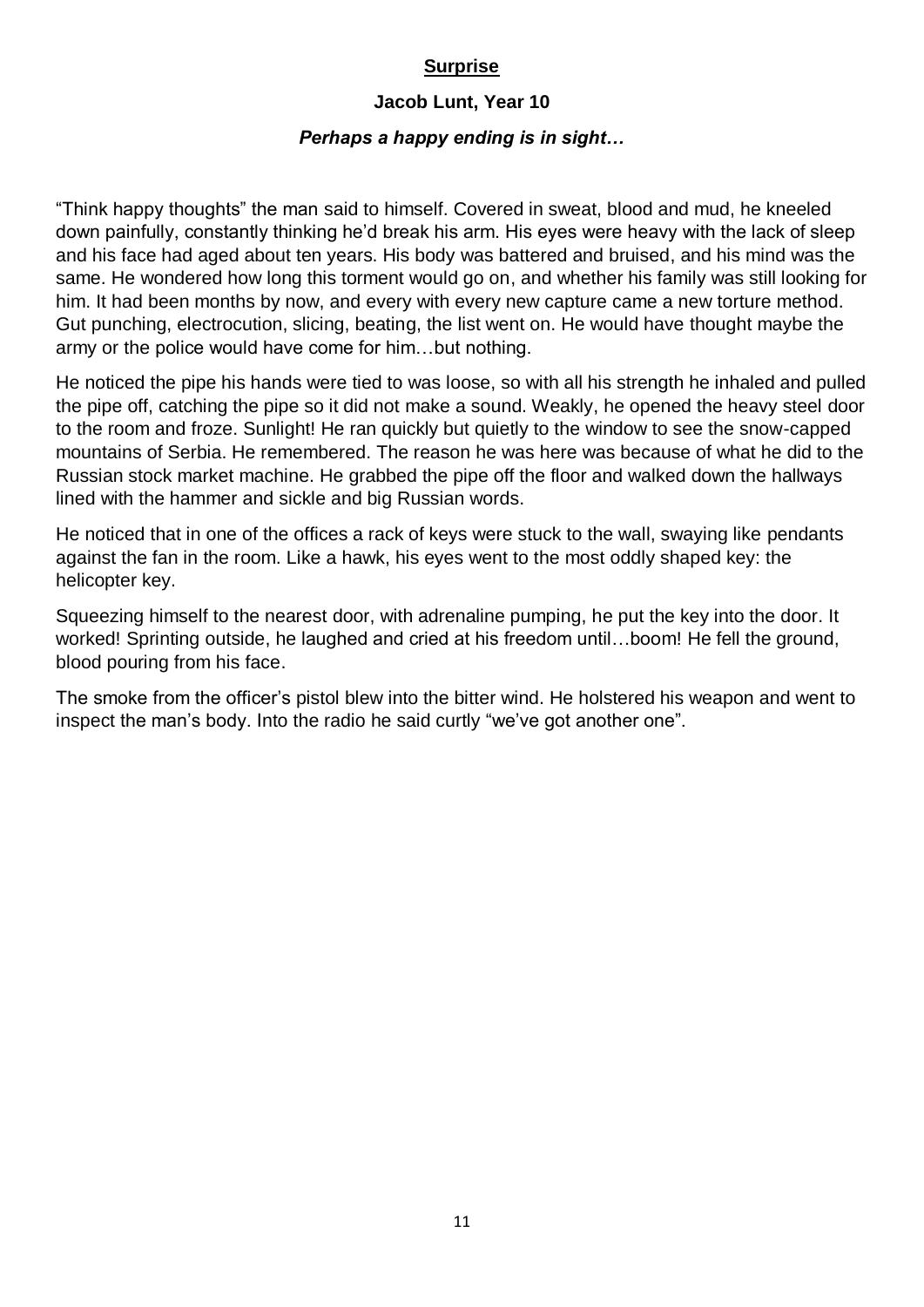## **Surprise**

**Jacob Lunt, Year 10**

***Perhaps a happy ending is in sight…***

"Think happy thoughts" the man said to himself. Covered in sweat, blood and mud, he kneeled down painfully, constantly thinking he'd break his arm. His eyes were heavy with the lack of sleep and his face had aged about ten years. His body was battered and bruised, and his mind was the same. He wondered how long this torment would go on, and whether his family was still looking for him. It had been months by now, and every with every new capture came a new torture method. Gut punching, electrocution, slicing, beating, the list went on. He would have thought maybe the army or the police would have come for him…but nothing.

He noticed the pipe his hands were tied to was loose, so with all his strength he inhaled and pulled the pipe off, catching the pipe so it did not make a sound. Weakly, he opened the heavy steel door to the room and froze. Sunlight! He ran quickly but quietly to the window to see the snow-capped mountains of Serbia. He remembered. The reason he was here was because of what he did to the Russian stock market machine. He grabbed the pipe off the floor and walked down the hallways lined with the hammer and sickle and big Russian words.

He noticed that in one of the offices a rack of keys were stuck to the wall, swaying like pendants against the fan in the room. Like a hawk, his eyes went to the most oddly shaped key: the helicopter key.

Squeezing himself to the nearest door, with adrenaline pumping, he put the key into the door. It worked! Sprinting outside, he laughed and cried at his freedom until…boom! He fell the ground, blood pouring from his face.

The smoke from the officer's pistol blew into the bitter wind. He holstered his weapon and went to inspect the man's body. Into the radio he said curtly "we've got another one".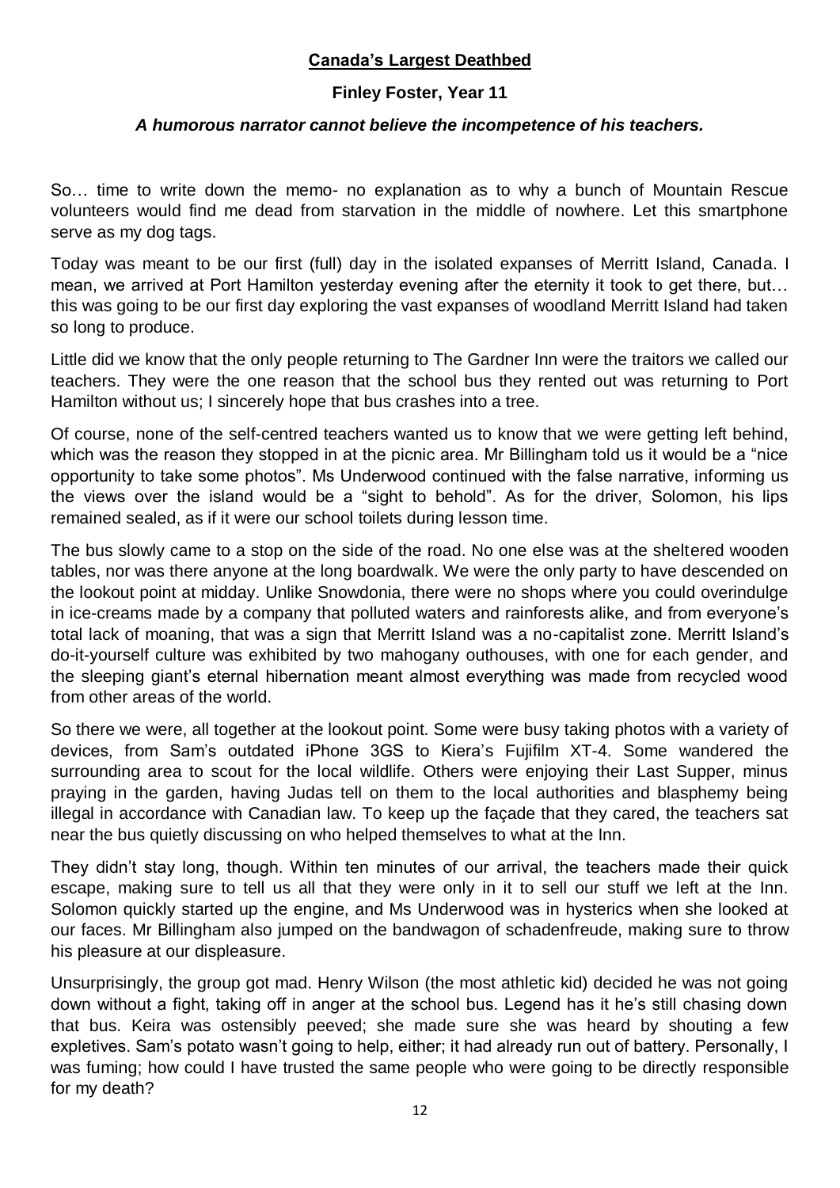**Canada's Largest Deathbed**

**Finley Foster, Year 11**

***A humorous narrator cannot believe the incompetence of his teachers.***

So… time to write down the memo- no explanation as to why a bunch of Mountain Rescue volunteers would find me dead from starvation in the middle of nowhere. Let this smartphone serve as my dog tags.

Today was meant to be our first (full) day in the isolated expanses of Merritt Island, Canada. I mean, we arrived at Port Hamilton yesterday evening after the eternity it took to get there, but… this was going to be our first day exploring the vast expanses of woodland Merritt Island had taken so long to produce.

Little did we know that the only people returning to The Gardner Inn were the traitors we called our teachers. They were the one reason that the school bus they rented out was returning to Port Hamilton without us; I sincerely hope that bus crashes into a tree.

Of course, none of the self-centred teachers wanted us to know that we were getting left behind, which was the reason they stopped in at the picnic area. Mr Billingham told us it would be a "nice opportunity to take some photos". Ms Underwood continued with the false narrative, informing us the views over the island would be a "sight to behold". As for the driver, Solomon, his lips remained sealed, as if it were our school toilets during lesson time.

The bus slowly came to a stop on the side of the road. No one else was at the sheltered wooden tables, nor was there anyone at the long boardwalk. We were the only party to have descended on the lookout point at midday. Unlike Snowdonia, there were no shops where you could overindulge in ice-creams made by a company that polluted waters and rainforests alike, and from everyone's total lack of moaning, that was a sign that Merritt Island was a no-capitalist zone. Merritt Island's do-it-yourself culture was exhibited by two mahogany outhouses, with one for each gender, and the sleeping giant's eternal hibernation meant almost everything was made from recycled wood from other areas of the world.

So there we were, all together at the lookout point. Some were busy taking photos with a variety of devices, from Sam's outdated iPhone 3GS to Kiera's Fujifilm XT-4. Some wandered the surrounding area to scout for the local wildlife. Others were enjoying their Last Supper, minus praying in the garden, having Judas tell on them to the local authorities and blasphemy being illegal in accordance with Canadian law. To keep up the façade that they cared, the teachers sat near the bus quietly discussing on who helped themselves to what at the Inn.

They didn't stay long, though. Within ten minutes of our arrival, the teachers made their quick escape, making sure to tell us all that they were only in it to sell our stuff we left at the Inn. Solomon quickly started up the engine, and Ms Underwood was in hysterics when she looked at our faces. Mr Billingham also jumped on the bandwagon of schadenfreude, making sure to throw his pleasure at our displeasure.

Unsurprisingly, the group got mad. Henry Wilson (the most athletic kid) decided he was not going down without a fight, taking off in anger at the school bus. Legend has it he's still chasing down that bus. Keira was ostensibly peeved; she made sure she was heard by shouting a few expletives. Sam's potato wasn't going to help, either; it had already run out of battery. Personally, I was fuming; how could I have trusted the same people who were going to be directly responsible for my death?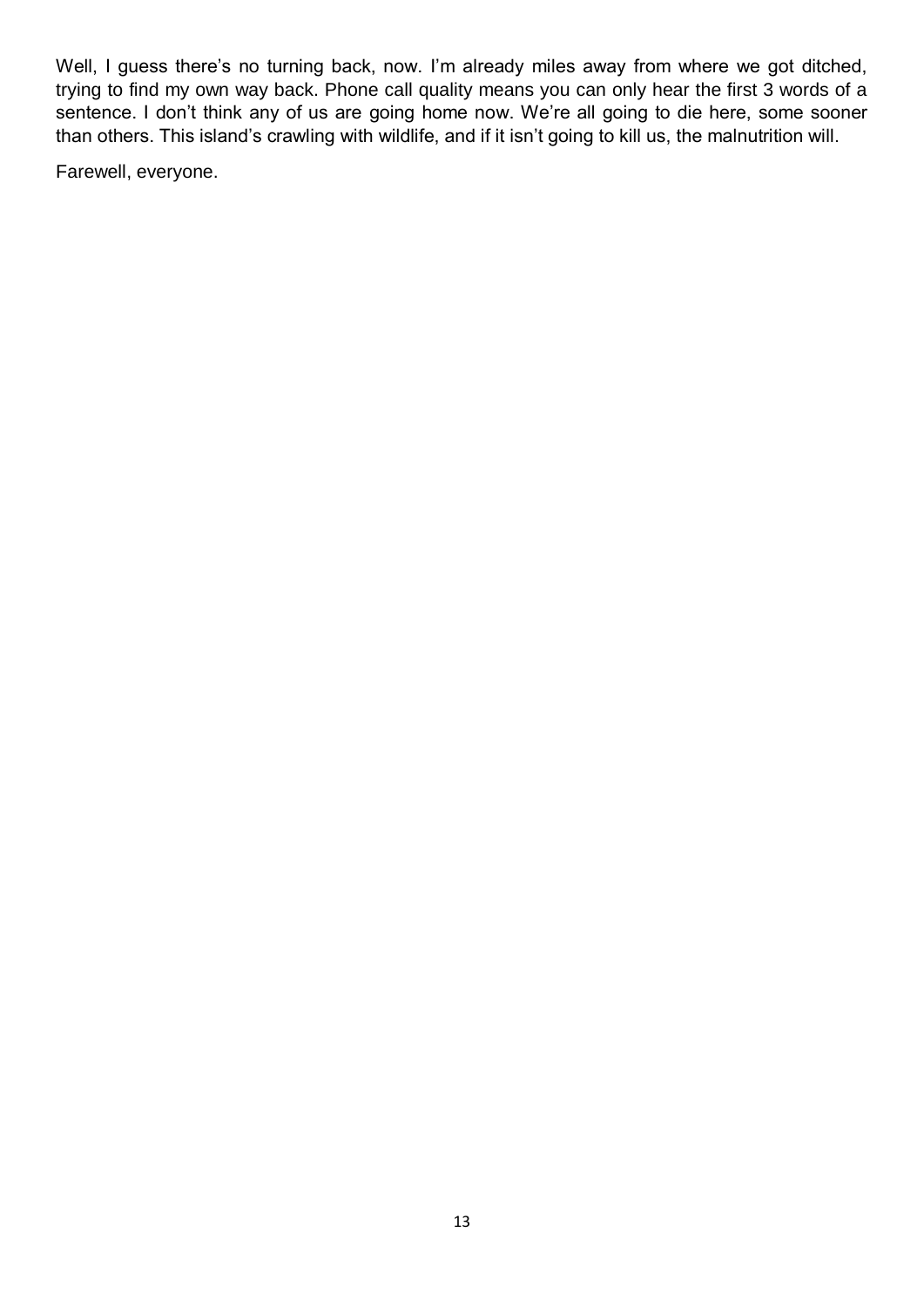Well, I guess there's no turning back, now. I'm already miles away from where we got ditched, trying to find my own way back. Phone call quality means you can only hear the first 3 words of a sentence. I don't think any of us are going home now. We're all going to die here, some sooner than others. This island's crawling with wildlife, and if it isn't going to kill us, the malnutrition will.

Farewell, everyone.